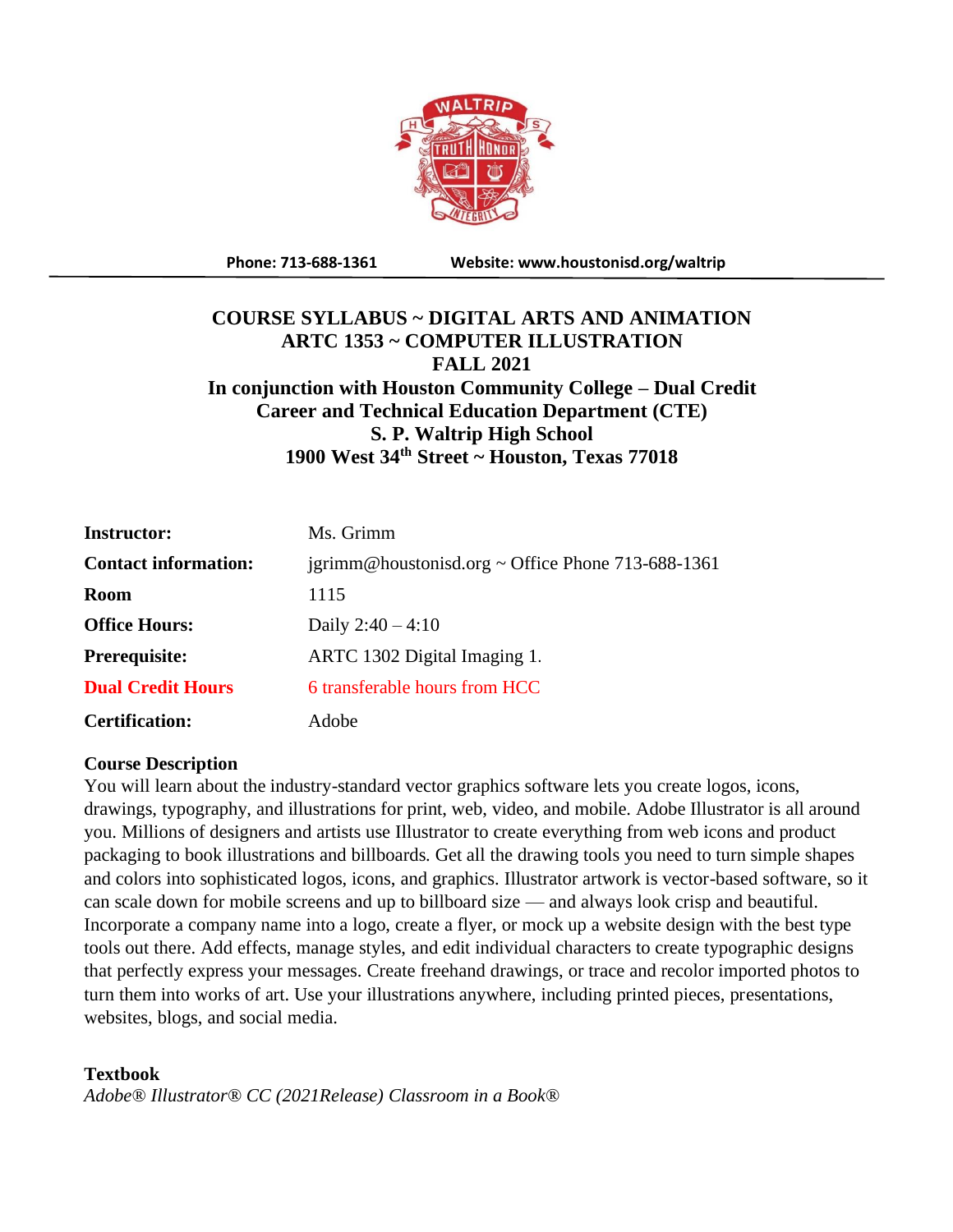**Phone: 713-688-1361** **Website: www.houstonisd.org/waltrip**

# COURSE SYLLABUS ~ DIGITAL ARTS AND ANIMATION
## ARTC 1353 ~ COMPUTER ILLUSTRATION
## FALL 2021
### In conjunction with Houston Community College – Dual Credit
### Career and Technical Education Department (CTE)
### S. P. Waltrip High School
### 1900 West 34th Street ~ Houston, Texas 77018

| | |
|---|---|
| **Instructor:** | Ms. Grimm |
| **Contact information:** | jgrimm@houstonisd.org ~ Office Phone 713-688-1361 |
| **Room** | 1115 |
| **Office Hours:** | Daily 2:40 – 4:10 |
| **Prerequisite:** | ARTC 1302 Digital Imaging 1. |
| **Dual Credit Hours** | 6 transferable hours from HCC |
| **Certification:** | Adobe |

**Course Description**

You will learn about the industry-standard vector graphics software lets you create logos, icons, drawings, typography, and illustrations for print, web, video, and mobile. Adobe Illustrator is all around you. Millions of designers and artists use Illustrator to create everything from web icons and product packaging to book illustrations and billboards. Get all the drawing tools you need to turn simple shapes and colors into sophisticated logos, icons, and graphics. Illustrator artwork is vector-based software, so it can scale down for mobile screens and up to billboard size — and always look crisp and beautiful. Incorporate a company name into a logo, create a flyer, or mock up a website design with the best type tools out there. Add effects, manage styles, and edit individual characters to create typographic designs that perfectly express your messages. Create freehand drawings, or trace and recolor imported photos to turn them into works of art. Use your illustrations anywhere, including printed pieces, presentations, websites, blogs, and social media.

**Textbook**

*Adobe® Illustrator® CC (2021Release) Classroom in a Book®*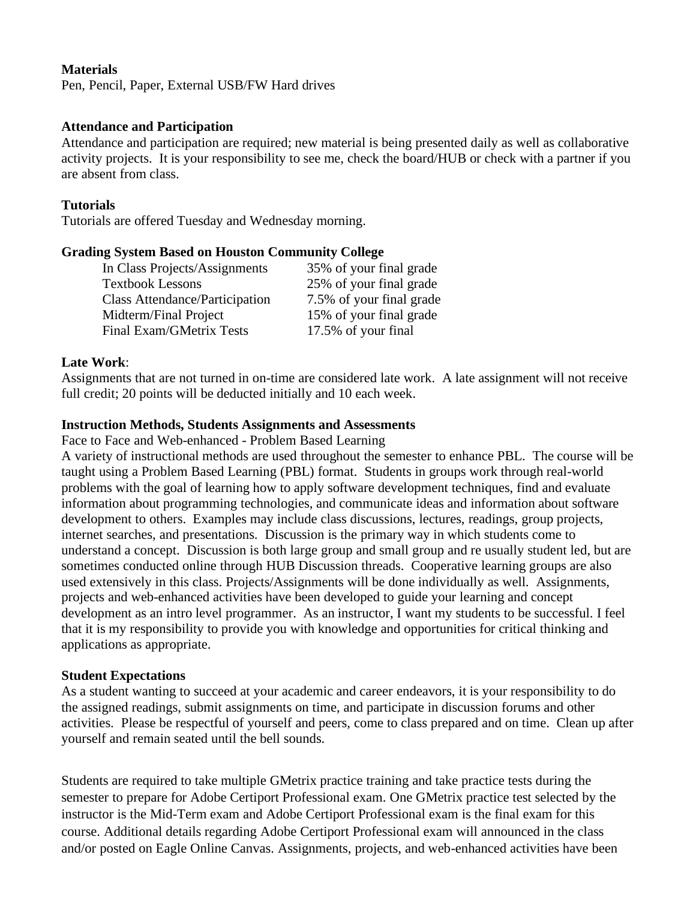**Materials**

Pen, Pencil, Paper, External USB/FW Hard drives

**Attendance and Participation**

Attendance and participation are required; new material is being presented daily as well as collaborative activity projects. It is your responsibility to see me, check the board/HUB or check with a partner if you are absent from class.

**Tutorials**

Tutorials are offered Tuesday and Wednesday morning.

**Grading System Based on Houston Community College**

| | |
|---|---|
| In Class Projects/Assignments | 35% of your final grade |
| Textbook Lessons | 25% of your final grade |
| Class Attendance/Participation | 7.5% of your final grade |
| Midterm/Final Project | 15% of your final grade |
| Final Exam/GMetrix Tests | 17.5% of your final |

**Late Work**:

Assignments that are not turned in on-time are considered late work. A late assignment will not receive full credit; 20 points will be deducted initially and 10 each week.

**Instruction Methods, Students Assignments and Assessments**

Face to Face and Web-enhanced - Problem Based Learning

A variety of instructional methods are used throughout the semester to enhance PBL. The course will be taught using a Problem Based Learning (PBL) format. Students in groups work through real-world problems with the goal of learning how to apply software development techniques, find and evaluate information about programming technologies, and communicate ideas and information about software development to others. Examples may include class discussions, lectures, readings, group projects, internet searches, and presentations. Discussion is the primary way in which students come to understand a concept. Discussion is both large group and small group and re usually student led, but are sometimes conducted online through HUB Discussion threads. Cooperative learning groups are also used extensively in this class. Projects/Assignments will be done individually as well. Assignments, projects and web-enhanced activities have been developed to guide your learning and concept development as an intro level programmer. As an instructor, I want my students to be successful. I feel that it is my responsibility to provide you with knowledge and opportunities for critical thinking and applications as appropriate.

**Student Expectations**

As a student wanting to succeed at your academic and career endeavors, it is your responsibility to do the assigned readings, submit assignments on time, and participate in discussion forums and other activities. Please be respectful of yourself and peers, come to class prepared and on time. Clean up after yourself and remain seated until the bell sounds.

Students are required to take multiple GMetrix practice training and take practice tests during the semester to prepare for Adobe Certiport Professional exam. One GMetrix practice test selected by the instructor is the Mid-Term exam and Adobe Certiport Professional exam is the final exam for this course. Additional details regarding Adobe Certiport Professional exam will announced in the class and/or posted on Eagle Online Canvas. Assignments, projects, and web-enhanced activities have been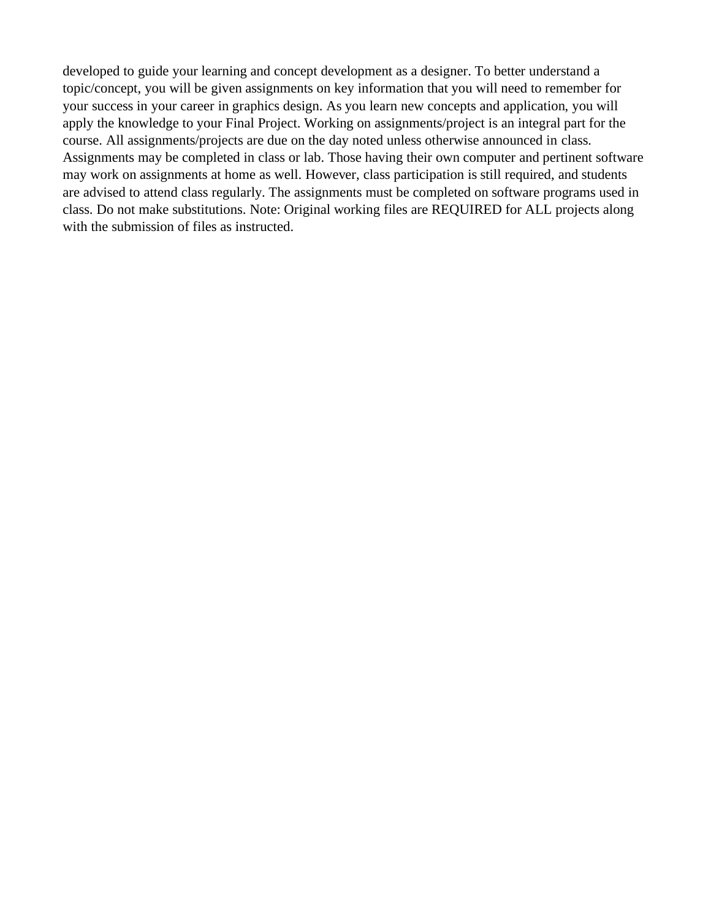developed to guide your learning and concept development as a designer. To better understand a topic/concept, you will be given assignments on key information that you will need to remember for your success in your career in graphics design. As you learn new concepts and application, you will apply the knowledge to your Final Project. Working on assignments/project is an integral part for the course. All assignments/projects are due on the day noted unless otherwise announced in class. Assignments may be completed in class or lab. Those having their own computer and pertinent software may work on assignments at home as well. However, class participation is still required, and students are advised to attend class regularly. The assignments must be completed on software programs used in class. Do not make substitutions. Note: Original working files are REQUIRED for ALL projects along with the submission of files as instructed.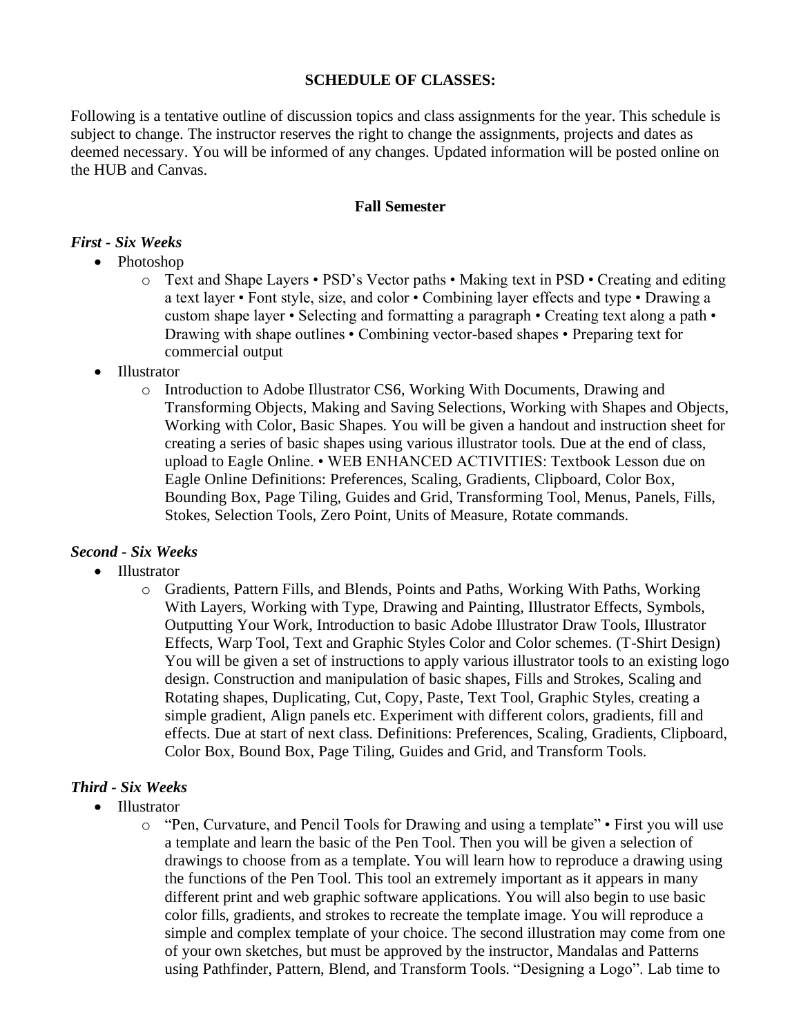**SCHEDULE OF CLASSES:**

Following is a tentative outline of discussion topics and class assignments for the year. This schedule is subject to change. The instructor reserves the right to change the assignments, projects and dates as deemed necessary. You will be informed of any changes. Updated information will be posted online on the HUB and Canvas.

**Fall Semester**

***First - Six Weeks***

- Photoshop
  - Text and Shape Layers • PSD's Vector paths • Making text in PSD • Creating and editing a text layer • Font style, size, and color • Combining layer effects and type • Drawing a custom shape layer • Selecting and formatting a paragraph • Creating text along a path • Drawing with shape outlines • Combining vector-based shapes • Preparing text for commercial output
- Illustrator
  - Introduction to Adobe Illustrator CS6, Working With Documents, Drawing and Transforming Objects, Making and Saving Selections, Working with Shapes and Objects, Working with Color, Basic Shapes. You will be given a handout and instruction sheet for creating a series of basic shapes using various illustrator tools. Due at the end of class, upload to Eagle Online. • WEB ENHANCED ACTIVITIES: Textbook Lesson due on Eagle Online Definitions: Preferences, Scaling, Gradients, Clipboard, Color Box, Bounding Box, Page Tiling, Guides and Grid, Transforming Tool, Menus, Panels, Fills, Stokes, Selection Tools, Zero Point, Units of Measure, Rotate commands.

***Second - Six Weeks***

- Illustrator
  - Gradients, Pattern Fills, and Blends, Points and Paths, Working With Paths, Working With Layers, Working with Type, Drawing and Painting, Illustrator Effects, Symbols, Outputting Your Work, Introduction to basic Adobe Illustrator Draw Tools, Illustrator Effects, Warp Tool, Text and Graphic Styles Color and Color schemes. (T-Shirt Design) You will be given a set of instructions to apply various illustrator tools to an existing logo design. Construction and manipulation of basic shapes, Fills and Strokes, Scaling and Rotating shapes, Duplicating, Cut, Copy, Paste, Text Tool, Graphic Styles, creating a simple gradient, Align panels etc. Experiment with different colors, gradients, fill and effects. Due at start of next class. Definitions: Preferences, Scaling, Gradients, Clipboard, Color Box, Bound Box, Page Tiling, Guides and Grid, and Transform Tools.

***Third - Six Weeks***

- Illustrator
  - "Pen, Curvature, and Pencil Tools for Drawing and using a template" • First you will use a template and learn the basic of the Pen Tool. Then you will be given a selection of drawings to choose from as a template. You will learn how to reproduce a drawing using the functions of the Pen Tool. This tool an extremely important as it appears in many different print and web graphic software applications. You will also begin to use basic color fills, gradients, and strokes to recreate the template image. You will reproduce a simple and complex template of your choice. The second illustration may come from one of your own sketches, but must be approved by the instructor, Mandalas and Patterns using Pathfinder, Pattern, Blend, and Transform Tools. "Designing a Logo". Lab time to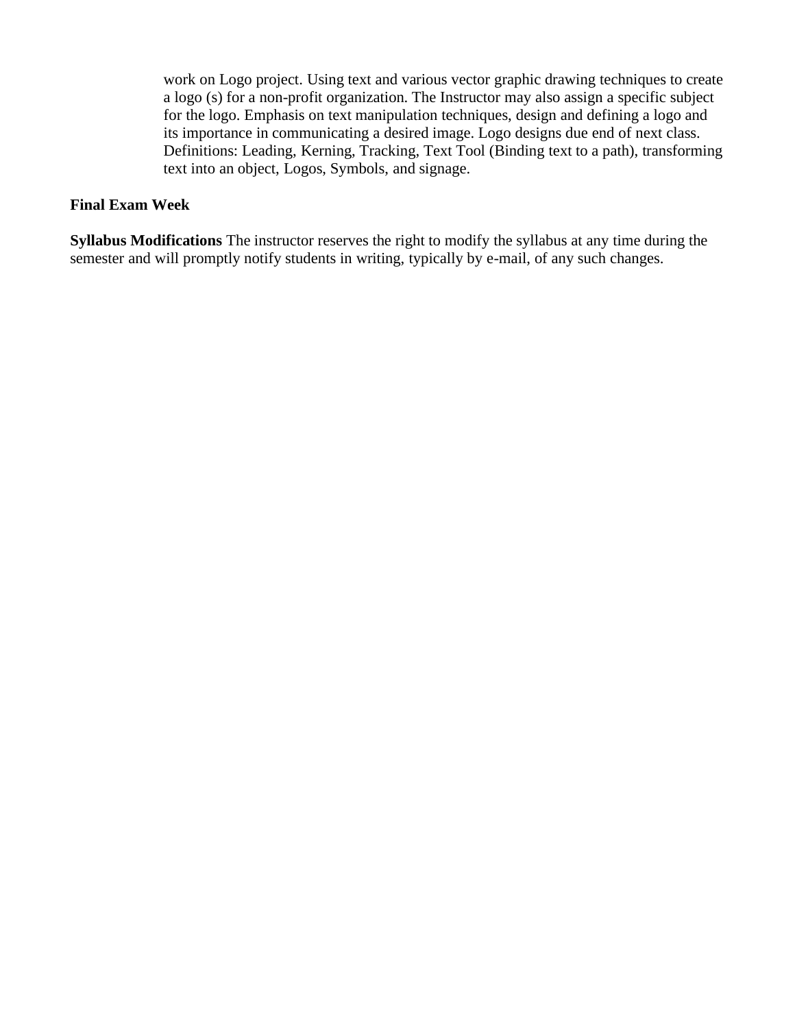work on Logo project. Using text and various vector graphic drawing techniques to create a logo (s) for a non-profit organization. The Instructor may also assign a specific subject for the logo. Emphasis on text manipulation techniques, design and defining a logo and its importance in communicating a desired image. Logo designs due end of next class. Definitions: Leading, Kerning, Tracking, Text Tool (Binding text to a path), transforming text into an object, Logos, Symbols, and signage.

**Final Exam Week**

**Syllabus Modifications** The instructor reserves the right to modify the syllabus at any time during the semester and will promptly notify students in writing, typically by e-mail, of any such changes.